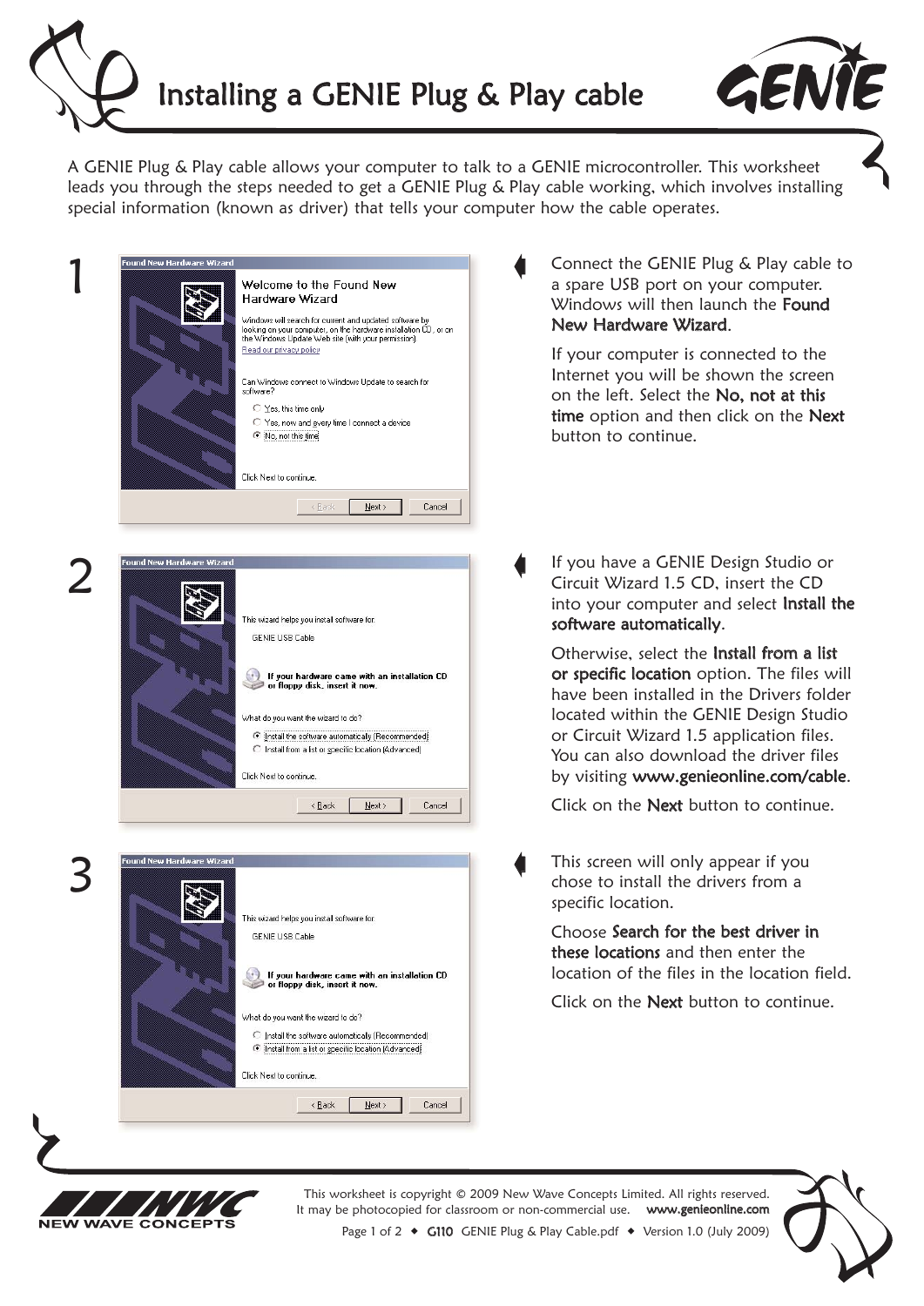# Installing a GENIE Plug & Play cable

A GENIE Plug & Play cable allows your computer to talk to a GENIE microcontroller. This worksheet leads you through the steps needed to get a GENIE Plug & Play cable working, which involves installing special information (known as driver) that tells your computer how the cable operates.

## 1

Connect the GENIE Plug & Play cable to a spare USB port on your computer. Windows will then launch the **Found New Hardware Wizard**.

If your computer is connected to the Internet you will be shown the screen on the left. Select the **No, not at this time** option and then click on the **Next** button to continue.

## 2

If you have a GENIE Design Studio or Circuit Wizard 1.5 CD, insert the CD into your computer and select **Install the software automatically**.

Otherwise, select the **Install from a list or specific location** option. The files will have been installed in the Drivers folder located within the GENIE Design Studio or Circuit Wizard 1.5 application files. You can also download the driver files by visiting **www.genieonline.com/cable**.

Click on the **Next** button to continue.

## 3

This screen will only appear if you chose to install the drivers from a specific location.

Choose **Search for the best driver in these locations** and then enter the location of the files in the location field.

Click on the **Next** button to continue.

This worksheet is copyright © 2009 New Wave Concepts Limited. All rights reserved.
It may be photocopied for classroom or non-commercial use. www.genieonline.com

G110 GENIE Plug & Play Cable.pdf ◆ Version 1.0 (July 2009)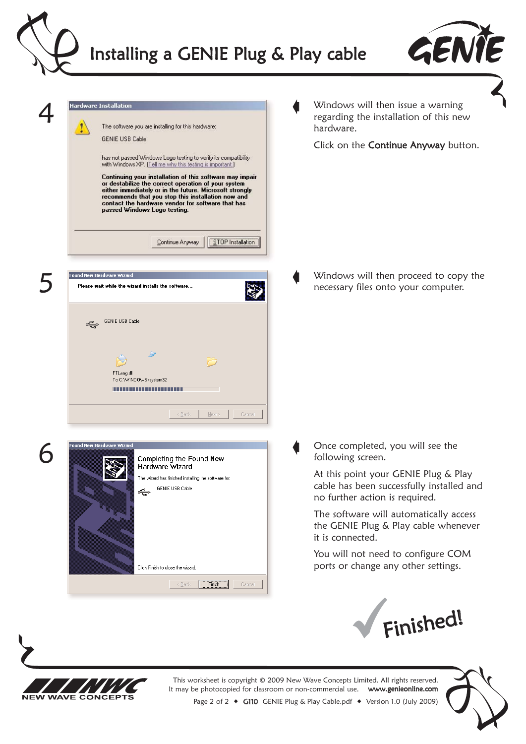# Installing a GENIE Plug & Play cable

## 4

**Hardware Installation**

The software you are installing for this hardware:

GENIE USB Cable

has not passed Windows Logo testing to verify its compatibility with Windows XP. (Tell me why this testing is important.)

**Continuing your installation of this software may impair or destabilize the correct operation of your system either immediately or in the future. Microsoft strongly recommends that you stop this installation now and contact the hardware vendor for software that has passed Windows Logo testing.**

Continue Anyway | STOP Installation

Windows will then issue a warning regarding the installation of this new hardware.

Click on the **Continue Anyway** button.

## 5

**Found New Hardware Wizard**

Please wait while the wizard installs the software...

GENIE USB Cable

FTLang.dll
To C:\WINDOWS\system32

< Back | Next > | Cancel

Windows will then proceed to copy the necessary files onto your computer.

## 6

**Found New Hardware Wizard**

Completing the Found New Hardware Wizard

The wizard has finished installing the software for:

GENIE USB Cable

Click Finish to close the wizard.

< Back | Finish | Cancel

Once completed, you will see the following screen.

At this point your GENIE Plug & Play cable has been successfully installed and no further action is required.

The software will automatically access the GENIE Plug & Play cable whenever it is connected.

You will not need to configure COM ports or change any other settings.

Finished!

This worksheet is copyright © 2009 New Wave Concepts Limited. All rights reserved.
It may be photocopied for classroom or non-commercial use. www.genieonline.com